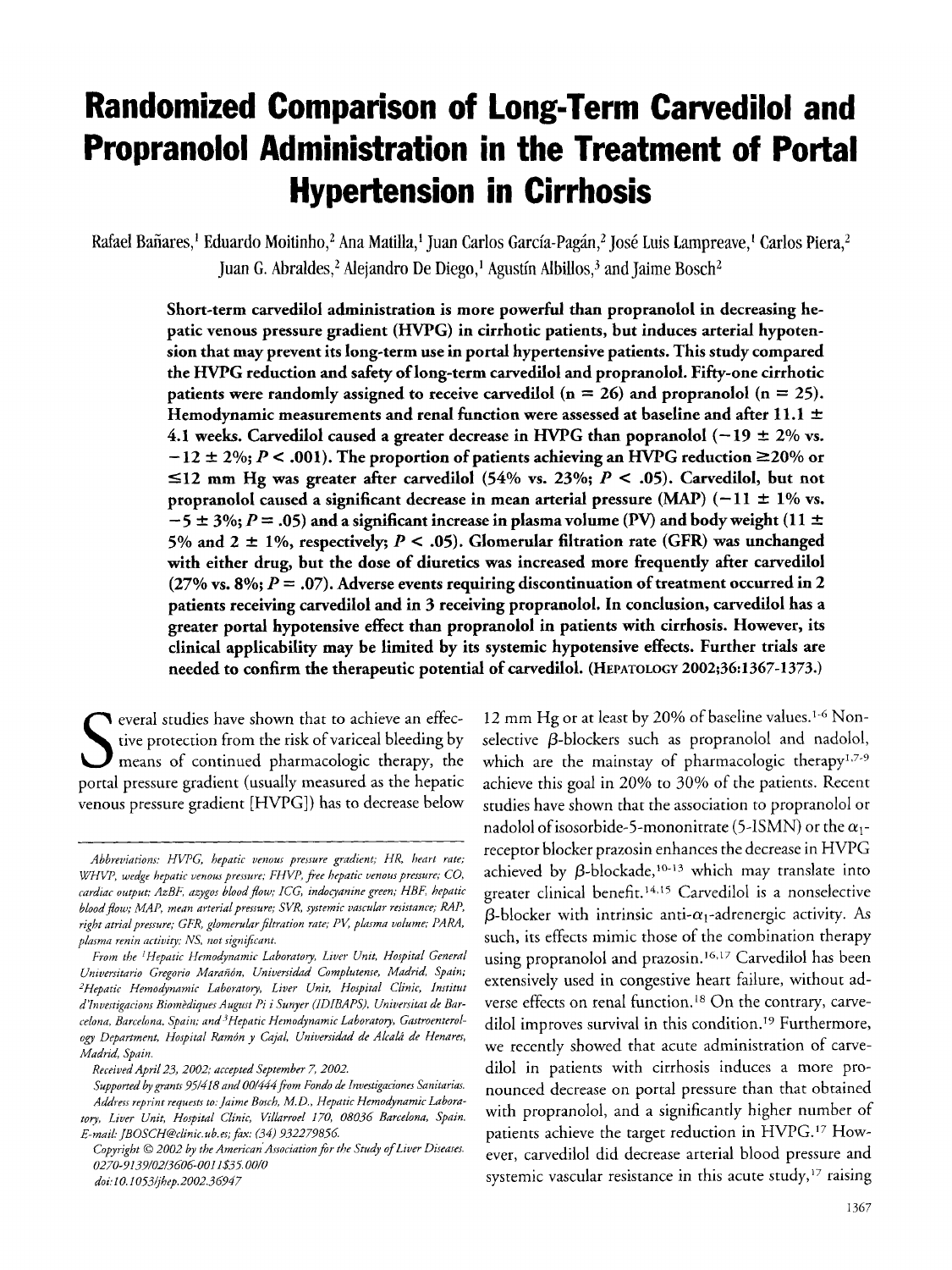# Randomized Comparison of Long-Term Carvedilol and Propranolol Administration in the Treatment of Portal Hypertension in Cirrhosis

Rafael Bañares,[1] Eduardo Moitinho,[2] Ana Matilla,[1] Juan Carlos García-Pagán,[2] José Luis Lampreave,[1] Carlos Piera,[2] Juan G. Abraldes,[2] Alejandro De Diego,[1] Agustín Albillos,[3] and Jaime Bosch[2]

**Short-term carvedilol administration is more powerful than propranolol in decreasing hepatic venous pressure gradient (HVPG) in cirrhotic patients, but induces arterial hypotension that may prevent its long-term use in portal hypertensive patients. This study compared the HVPG reduction and safety of long-term carvedilol and propranolol. Fifty-one cirrhotic patients were randomly assigned to receive carvedilol (n = 26) and propranolol (n = 25). Hemodynamic measurements and renal function were assessed at baseline and after 11.1 ± 4.1 weeks. Carvedilol caused a greater decrease in HVPG than popranolol (−19 ± 2% vs. −12 ± 2%; $P < .001$). The proportion of patients achieving an HVPG reduction ≥20% or ≤12 mm Hg was greater after carvedilol (54% vs. 23%; $P < .05$). Carvedilol, but not propranolol caused a significant decrease in mean arterial pressure (MAP) (−11 ± 1% vs. −5 ± 3%; $P = .05$) and a significant increase in plasma volume (PV) and body weight (11 ± 5% and 2 ± 1%, respectively; $P < .05$). Glomerular filtration rate (GFR) was unchanged with either drug, but the dose of diuretics was increased more frequently after carvedilol (27% vs. 8%; $P = .07$). Adverse events requiring discontinuation of treatment occurred in 2 patients receiving carvedilol and in 3 receiving propranolol. In conclusion, carvedilol has a greater portal hypotensive effect than propranolol in patients with cirrhosis. However, its clinical applicability may be limited by its systemic hypotensive effects. Further trials are needed to confirm the therapeutic potential of carvedilol.** (HEPATOLOGY 2002;36:1367-1373.)

Several studies have shown that to achieve an effective protection from the risk of variceal bleeding by means of continued pharmacologic therapy, the portal pressure gradient (usually measured as the hepatic venous pressure gradient [HVPG]) has to decrease below 12 mm Hg or at least by 20% of baseline values.[1-6] Nonselective β-blockers such as propranolol and nadolol, which are the mainstay of pharmacologic therapy[1,7-9] achieve this goal in 20% to 30% of the patients. Recent studies have shown that the association to propranolol or nadolol of isosorbide-5-mononitrate (5-ISMN) or the $\alpha_1$-receptor blocker prazosin enhances the decrease in HVPG achieved by β-blockade,[10-13] which may translate into greater clinical benefit.[14,15] Carvedilol is a nonselective β-blocker with intrinsic anti-$\alpha_1$-adrenergic activity. As such, its effects mimic those of the combination therapy using propranolol and prazosin.[16,17] Carvedilol has been extensively used in congestive heart failure, without adverse effects on renal function.[18] On the contrary, carvedilol improves survival in this condition.[19] Furthermore, we recently showed that acute administration of carvedilol in patients with cirrhosis induces a more pronounced decrease on portal pressure than that obtained with propranolol, and a significantly higher number of patients achieve the target reduction in HVPG.[17] However, carvedilol did decrease arterial blood pressure and systemic vascular resistance in this acute study,[17] raising

*Abbreviations: HVPG, hepatic venous pressure gradient; HR, heart rate; WHVP, wedge hepatic venous pressure; FHVP, free hepatic venous pressure; CO, cardiac output; AzBF, azygos blood flow; ICG, indocyanine green; HBF, hepatic blood flow; MAP, mean arterial pressure; SVR, systemic vascular resistance; RAP, right atrial pressure; GFR, glomerular filtration rate; PV, plasma volume; PARA, plasma renin activity; NS, not significant.*

*From the [1]Hepatic Hemodynamic Laboratory, Liver Unit, Hospital General Universitario Gregorio Marañón, Universidad Complutense, Madrid, Spain; [2]Hepatic Hemodynamic Laboratory, Liver Unit, Hospital Clínic, Institut d'Investigacions Biomèdiques August Pi i Sunyer (IDIBAPS), Universitat de Barcelona, Barcelona, Spain; and [3]Hepatic Hemodynamic Laboratory, Gastroenterology Department, Hospital Ramón y Cajal, Universidad de Alcalá de Henares, Madrid, Spain.*

*Received April 23, 2002; accepted September 7, 2002.*

*Supported by grants 95/418 and 00/444 from Fondo de Investigaciones Sanitarias.*

*Address reprint requests to: Jaime Bosch, M.D., Hepatic Hemodynamic Laboratory, Liver Unit, Hospital Clínic, Villarroel 170, 08036 Barcelona, Spain. E-mail: JBOSCH@clinic.ub.es; fax: (34) 932279856.*

*Copyright © 2002 by the American Association for the Study of Liver Diseases. 0270-9139/02/3606-0011$35.00/0*

*doi:10.1053/jhep.2002.36947*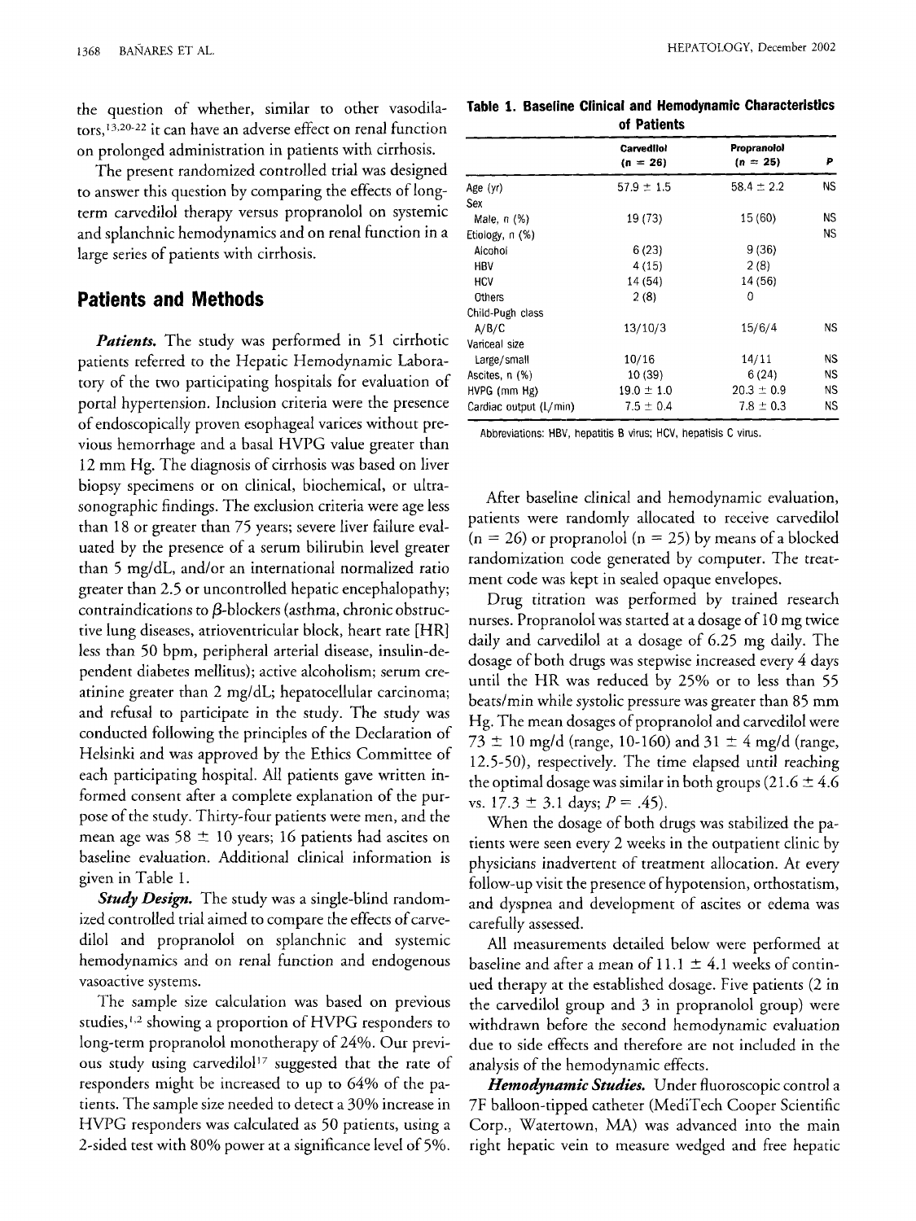the question of whether, similar to other vasodilators,[13,20-22] it can have an adverse effect on renal function on prolonged administration in patients with cirrhosis.

The present randomized controlled trial was designed to answer this question by comparing the effects of long-term carvedilol therapy versus propranolol on systemic and splanchnic hemodynamics and on renal function in a large series of patients with cirrhosis.

## Patients and Methods

***Patients.*** The study was performed in 51 cirrhotic patients referred to the Hepatic Hemodynamic Laboratory of the two participating hospitals for evaluation of portal hypertension. Inclusion criteria were the presence of endoscopically proven esophageal varices without previous hemorrhage and a basal HVPG value greater than 12 mm Hg. The diagnosis of cirrhosis was based on liver biopsy specimens or on clinical, biochemical, or ultrasonographic findings. The exclusion criteria were age less than 18 or greater than 75 years; severe liver failure evaluated by the presence of a serum bilirubin level greater than 5 mg/dL, and/or an international normalized ratio greater than 2.5 or uncontrolled hepatic encephalopathy; contraindications to β-blockers (asthma, chronic obstructive lung diseases, atrioventricular block, heart rate [HR] less than 50 bpm, peripheral arterial disease, insulin-dependent diabetes mellitus); active alcoholism; serum creatinine greater than 2 mg/dL; hepatocellular carcinoma; and refusal to participate in the study. The study was conducted following the principles of the Declaration of Helsinki and was approved by the Ethics Committee of each participating hospital. All patients gave written informed consent after a complete explanation of the purpose of the study. Thirty-four patients were men, and the mean age was 58 ± 10 years; 16 patients had ascites on baseline evaluation. Additional clinical information is given in Table 1.

***Study Design.*** The study was a single-blind randomized controlled trial aimed to compare the effects of carvedilol and propranolol on splanchnic and systemic hemodynamics and on renal function and endogenous vasoactive systems.

The sample size calculation was based on previous studies,[1,2] showing a proportion of HVPG responders to long-term propranolol monotherapy of 24%. Our previous study using carvedilol[17] suggested that the rate of responders might be increased to up to 64% of the patients. The sample size needed to detect a 30% increase in HVPG responders was calculated as 50 patients, using a 2-sided test with 80% power at a significance level of 5%.

**Table 1. Baseline Clinical and Hemodynamic Characteristics of Patients**

| | Carvedilol (n = 26) | Propranolol (n = 25) | P |
|---|---|---|---|
| Age (yr) | 57.9 ± 1.5 | 58.4 ± 2.2 | NS |
| Sex | | | |
| Male, n (%) | 19 (73) | 15 (60) | NS |
| Etiology, n (%) | | | NS |
| Alcohol | 6 (23) | 9 (36) | |
| HBV | 4 (15) | 2 (8) | |
| HCV | 14 (54) | 14 (56) | |
| Others | 2 (8) | 0 | |
| Child-Pugh class | | | |
| A/B/C | 13/10/3 | 15/6/4 | NS |
| Variceal size | | | |
| Large/small | 10/16 | 14/11 | NS |
| Ascites, n (%) | 10 (39) | 6 (24) | NS |
| HVPG (mm Hg) | 19.0 ± 1.0 | 20.3 ± 0.9 | NS |
| Cardiac output (L/min) | 7.5 ± 0.4 | 7.8 ± 0.3 | NS |

Abbreviations: HBV, hepatitis B virus; HCV, hepatisis C virus.

After baseline clinical and hemodynamic evaluation, patients were randomly allocated to receive carvedilol (n = 26) or propranolol (n = 25) by means of a blocked randomization code generated by computer. The treatment code was kept in sealed opaque envelopes.

Drug titration was performed by trained research nurses. Propranolol was started at a dosage of 10 mg twice daily and carvedilol at a dosage of 6.25 mg daily. The dosage of both drugs was stepwise increased every 4 days until the HR was reduced by 25% or to less than 55 beats/min while systolic pressure was greater than 85 mm Hg. The mean dosages of propranolol and carvedilol were 73 ± 10 mg/d (range, 10-160) and 31 ± 4 mg/d (range, 12.5-50), respectively. The time elapsed until reaching the optimal dosage was similar in both groups (21.6 ± 4.6 vs. 17.3 ± 3.1 days; $P = .45$).

When the dosage of both drugs was stabilized the patients were seen every 2 weeks in the outpatient clinic by physicians inadvertent of treatment allocation. At every follow-up visit the presence of hypotension, orthostatism, and dyspnea and development of ascites or edema was carefully assessed.

All measurements detailed below were performed at baseline and after a mean of 11.1 ± 4.1 weeks of continued therapy at the established dosage. Five patients (2 in the carvedilol group and 3 in propranolol group) were withdrawn before the second hemodynamic evaluation due to side effects and therefore are not included in the analysis of the hemodynamic effects.

***Hemodynamic Studies.*** Under fluoroscopic control a 7F balloon-tipped catheter (MediTech Cooper Scientific Corp., Watertown, MA) was advanced into the main right hepatic vein to measure wedged and free hepatic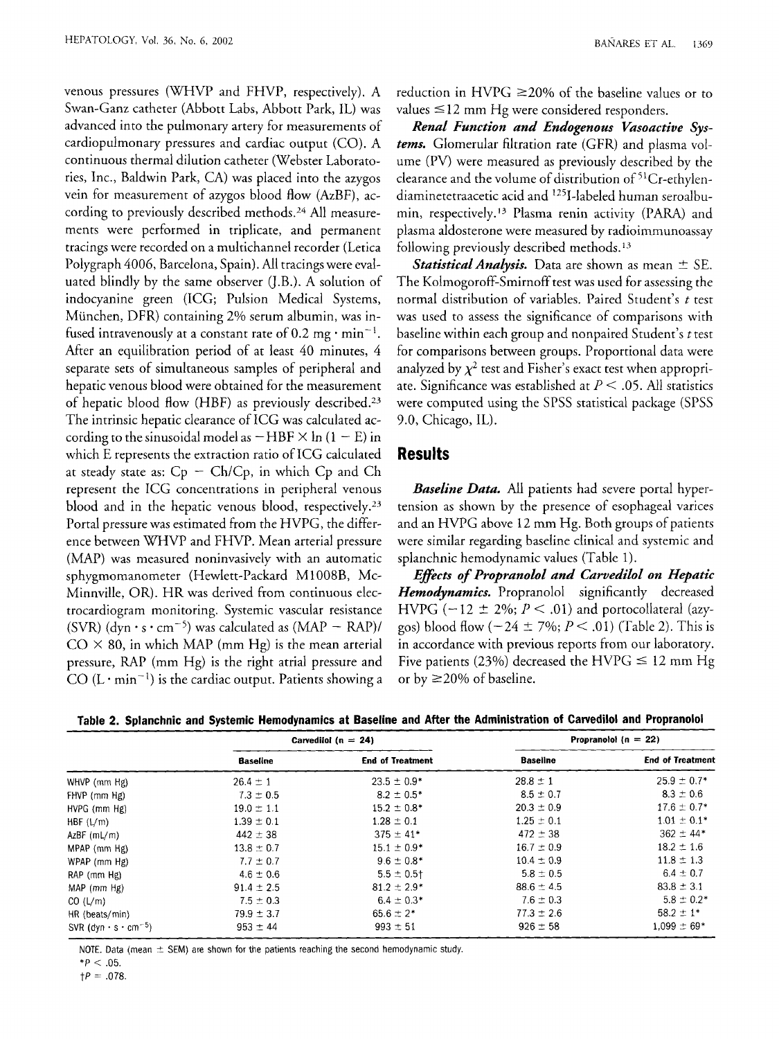venous pressures (WHVP and FHVP, respectively). A Swan-Ganz catheter (Abbott Labs, Abbott Park, IL) was advanced into the pulmonary artery for measurements of cardiopulmonary pressures and cardiac output (CO). A continuous thermal dilution catheter (Webster Laboratories, Inc., Baldwin Park, CA) was placed into the azygos vein for measurement of azygos blood flow (AzBF), according to previously described methods.[24] All measurements were performed in triplicate, and permanent tracings were recorded on a multichannel recorder (Letica Polygraph 4006, Barcelona, Spain). All tracings were evaluated blindly by the same observer (J.B.). A solution of indocyanine green (ICG; Pulsion Medical Systems, München, DFR) containing 2% serum albumin, was infused intravenously at a constant rate of 0.2 mg · $min^{-1}$. After an equilibration period of at least 40 minutes, 4 separate sets of simultaneous samples of peripheral and hepatic venous blood were obtained for the measurement of hepatic blood flow (HBF) as previously described.[23] The intrinsic hepatic clearance of ICG was calculated according to the sinusoidal model as $-\text{HBF} \times \ln(1 - \text{E})$ in which E represents the extraction ratio of ICG calculated at steady state as: Cp − Ch/Cp, in which Cp and Ch represent the ICG concentrations in peripheral venous blood and in the hepatic venous blood, respectively.[23] Portal pressure was estimated from the HVPG, the difference between WHVP and FHVP. Mean arterial pressure (MAP) was measured noninvasively with an automatic sphygmomanometer (Hewlett-Packard M1008B, McMinnville, OR). HR was derived from continuous electrocardiogram monitoring. Systemic vascular resistance (SVR) (dyn · s · $cm^{-5}$) was calculated as (MAP − RAP)/CO × 80, in which MAP (mm Hg) is the mean arterial pressure, RAP (mm Hg) is the right atrial pressure and CO (L · $min^{-1}$) is the cardiac output. Patients showing a reduction in HVPG ≥20% of the baseline values or to values ≤12 mm Hg were considered responders.

***Renal Function and Endogenous Vasoactive Systems.*** Glomerular filtration rate (GFR) and plasma volume (PV) were measured as previously described by the clearance and the volume of distribution of $^{51}$Cr-ethylendiaminetetraacetic acid and $^{125}$I-labeled human seroalbumin, respectively.[13] Plasma renin activity (PARA) and plasma aldosterone were measured by radioimmunoassay following previously described methods.[13]

***Statistical Analysis.*** Data are shown as mean ± SE. The Kolmogoroff-Smirnoff test was used for assessing the normal distribution of variables. Paired Student's *t* test was used to assess the significance of comparisons with baseline within each group and nonpaired Student's *t* test for comparisons between groups. Proportional data were analyzed by $\chi^2$ test and Fisher's exact test when appropriate. Significance was established at $P < .05$. All statistics were computed using the SPSS statistical package (SPSS 9.0, Chicago, IL).

## Results

***Baseline Data.*** All patients had severe portal hypertension as shown by the presence of esophageal varices and an HVPG above 12 mm Hg. Both groups of patients were similar regarding baseline clinical and systemic and splanchnic hemodynamic values (Table 1).

***Effects of Propranolol and Carvedilol on Hepatic Hemodynamics.*** Propranolol significantly decreased HVPG (−12 ± 2%; $P < .01$) and portocollateral (azygos) blood flow (−24 ± 7%; $P < .01$) (Table 2). This is in accordance with previous reports from our laboratory. Five patients (23%) decreased the HVPG ≤ 12 mm Hg or by ≥20% of baseline.

**Table 2. Splanchnic and Systemic Hemodynamics at Baseline and After the Administration of Carvedilol and Propranolol**

| | Carvedilol (n = 24) | | Propranolol (n = 22) | |
|---|---|---|---|---|
| | Baseline | End of Treatment | Baseline | End of Treatment |
| WHVP (mm Hg) | 26.4 ± 1 | 23.5 ± 0.9* | 28.8 ± 1 | 25.9 ± 0.7* |
| FHVP (mm Hg) | 7.3 ± 0.5 | 8.2 ± 0.5* | 8.5 ± 0.7 | 8.3 ± 0.6 |
| HVPG (mm Hg) | 19.0 ± 1.1 | 15.2 ± 0.8* | 20.3 ± 0.9 | 17.6 ± 0.7* |
| HBF (L/m) | 1.39 ± 0.1 | 1.28 ± 0.1 | 1.25 ± 0.1 | 1.01 ± 0.1* |
| AzBF (mL/m) | 442 ± 38 | 375 ± 41* | 472 ± 38 | 362 ± 44* |
| MPAP (mm Hg) | 13.8 ± 0.7 | 15.1 ± 0.9* | 16.7 ± 0.9 | 18.2 ± 1.6 |
| WPAP (mm Hg) | 7.7 ± 0.7 | 9.6 ± 0.8* | 10.4 ± 0.9 | 11.8 ± 1.3 |
| RAP (mm Hg) | 4.6 ± 0.6 | 5.5 ± 0.5† | 5.8 ± 0.5 | 6.4 ± 0.7 |
| MAP (mm Hg) | 91.4 ± 2.5 | 81.2 ± 2.9* | 88.6 ± 4.5 | 83.8 ± 3.1 |
| CO (L/m) | 7.5 ± 0.3 | 6.4 ± 0.3* | 7.6 ± 0.3 | 5.8 ± 0.2* |
| HR (beats/min) | 79.9 ± 3.7 | 65.6 ± 2* | 77.3 ± 2.6 | 58.2 ± 1* |
| SVR (dyn · s · $cm^{-5}$) | 953 ± 44 | 993 ± 51 | 926 ± 58 | 1,099 ± 69* |

NOTE. Data (mean ± SEM) are shown for the patients reaching the second hemodynamic study.

*$P < .05$.

†$P = .078$.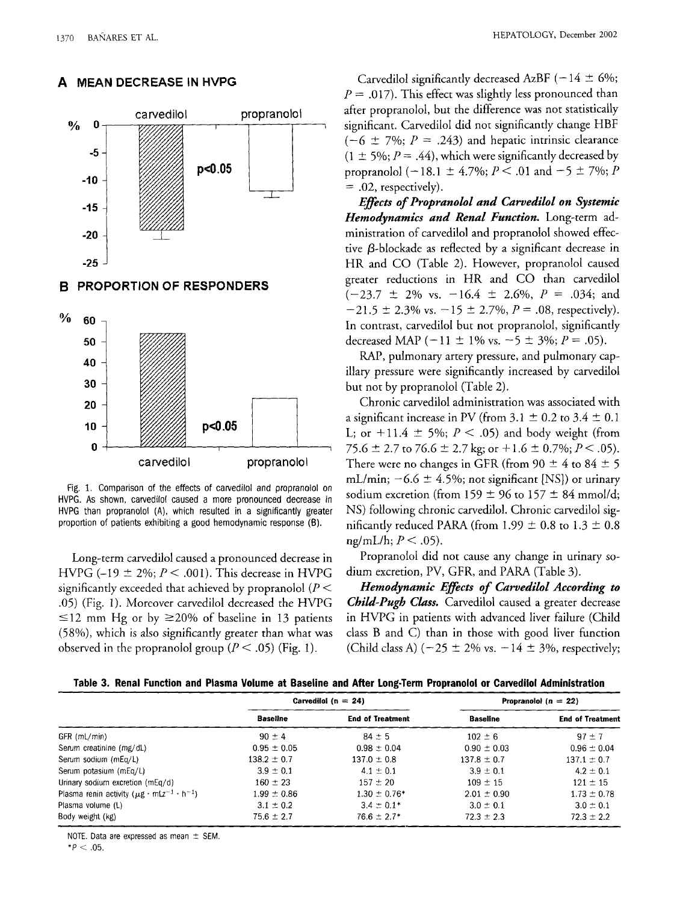## A MEAN DECREASE IN HVPG

| % | carvedilol | propranolol |
|---|---|---|
| 0 to -25 | p<0.05 | |

## B PROPORTION OF RESPONDERS

| % | carvedilol | propranolol |
|---|---|---|
| 0 to 60 | p<0.05 | |

Fig. 1. Comparison of the effects of carvedilol and propranolol on HVPG. As shown, carvedilol caused a more pronounced decrease in HVPG than propranolol (A), which resulted in a significantly greater proportion of patients exhibiting a good hemodynamic response (B).

Long-term carvedilol caused a pronounced decrease in HVPG (−19 ± 2%; $P < .001$). This decrease in HVPG significantly exceeded that achieved by propranolol ($P < .05$) (Fig. 1). Moreover carvedilol decreased the HVPG ≤12 mm Hg or by ≥20% of baseline in 13 patients (58%), which is also significantly greater than what was observed in the propranolol group ($P < .05$) (Fig. 1).

Carvedilol significantly decreased AzBF (−14 ± 6%; $P = .017$). This effect was slightly less pronounced than after propranolol, but the difference was not statistically significant. Carvedilol did not significantly change HBF (−6 ± 7%; $P = .243$) and hepatic intrinsic clearance (1 ± 5%; $P = .44$), which were significantly decreased by propranolol (−18.1 ± 4.7%; $P < .01$ and −5 ± 7%; $P = .02$, respectively).

***Effects of Propranolol and Carvedilol on Systemic Hemodynamics and Renal Function.*** Long-term administration of carvedilol and propranolol showed effective β-blockade as reflected by a significant decrease in HR and CO (Table 2). However, propranolol caused greater reductions in HR and CO than carvedilol (−23.7 ± 2% vs. −16.4 ± 2.6%, $P = .034$; and −21.5 ± 2.3% vs. −15 ± 2.7%, $P = .08$, respectively). In contrast, carvedilol but not propranolol, significantly decreased MAP (−11 ± 1% vs. −5 ± 3%; $P = .05$).

RAP, pulmonary artery pressure, and pulmonary capillary pressure were significantly increased by carvedilol but not by propranolol (Table 2).

Chronic carvedilol administration was associated with a significant increase in PV (from 3.1 ± 0.2 to 3.4 ± 0.1 L; or +11.4 ± 5%; $P < .05$) and body weight (from 75.6 ± 2.7 to 76.6 ± 2.7 kg; or +1.6 ± 0.7%; $P < .05$). There were no changes in GFR (from 90 ± 4 to 84 ± 5 mL/min; −6.6 ± 4.5%; not significant [NS]) or urinary sodium excretion (from 159 ± 96 to 157 ± 84 mmol/d; NS) following chronic carvedilol. Chronic carvedilol significantly reduced PARA (from 1.99 ± 0.8 to 1.3 ± 0.8 ng/mL/h; $P < .05$).

Propranolol did not cause any change in urinary sodium excretion, PV, GFR, and PARA (Table 3).

***Hemodynamic Effects of Carvedilol According to Child-Pugh Class.*** Carvedilol caused a greater decrease in HVPG in patients with advanced liver failure (Child class B and C) than in those with good liver function (Child class A) (−25 ± 2% vs. −14 ± 3%, respectively;

**Table 3. Renal Function and Plasma Volume at Baseline and After Long-Term Propranolol or Carvedilol Administration**

| | Carvedilol (n = 24) | | Propranolol (n = 22) | |
|---|---|---|---|---|
| | Baseline | End of Treatment | Baseline | End of Treatment |
| GFR (mL/min) | 90 ± 4 | 84 ± 5 | 102 ± 6 | 97 ± 7 |
| Serum creatinine (mg/dL) | 0.95 ± 0.05 | 0.98 ± 0.04 | 0.90 ± 0.03 | 0.96 ± 0.04 |
| Serum sodium (mEq/L) | 138.2 ± 0.7 | 137.0 ± 0.8 | 137.8 ± 0.7 | 137.1 ± 0.7 |
| Serum potasium (mEq/L) | 3.9 ± 0.1 | 4.1 ± 0.1 | 3.9 ± 0.1 | 4.2 ± 0.1 |
| Urinary sodium excretion (mEq/d) | 160 ± 23 | 157 ± 20 | 109 ± 15 | 121 ± 15 |
| Plasma renin activity ($\mu g \cdot mL^{-1} \cdot h^{-1}$) | 1.99 ± 0.86 | 1.30 ± 0.76* | 2.01 ± 0.90 | 1.73 ± 0.78 |
| Plasma volume (L) | 3.1 ± 0.2 | 3.4 ± 0.1* | 3.0 ± 0.1 | 3.0 ± 0.1 |
| Body weight (kg) | 75.6 ± 2.7 | 76.6 ± 2.7* | 72.3 ± 2.3 | 72.3 ± 2.2 |

NOTE. Data are expressed as mean ± SEM.

*$P < .05$.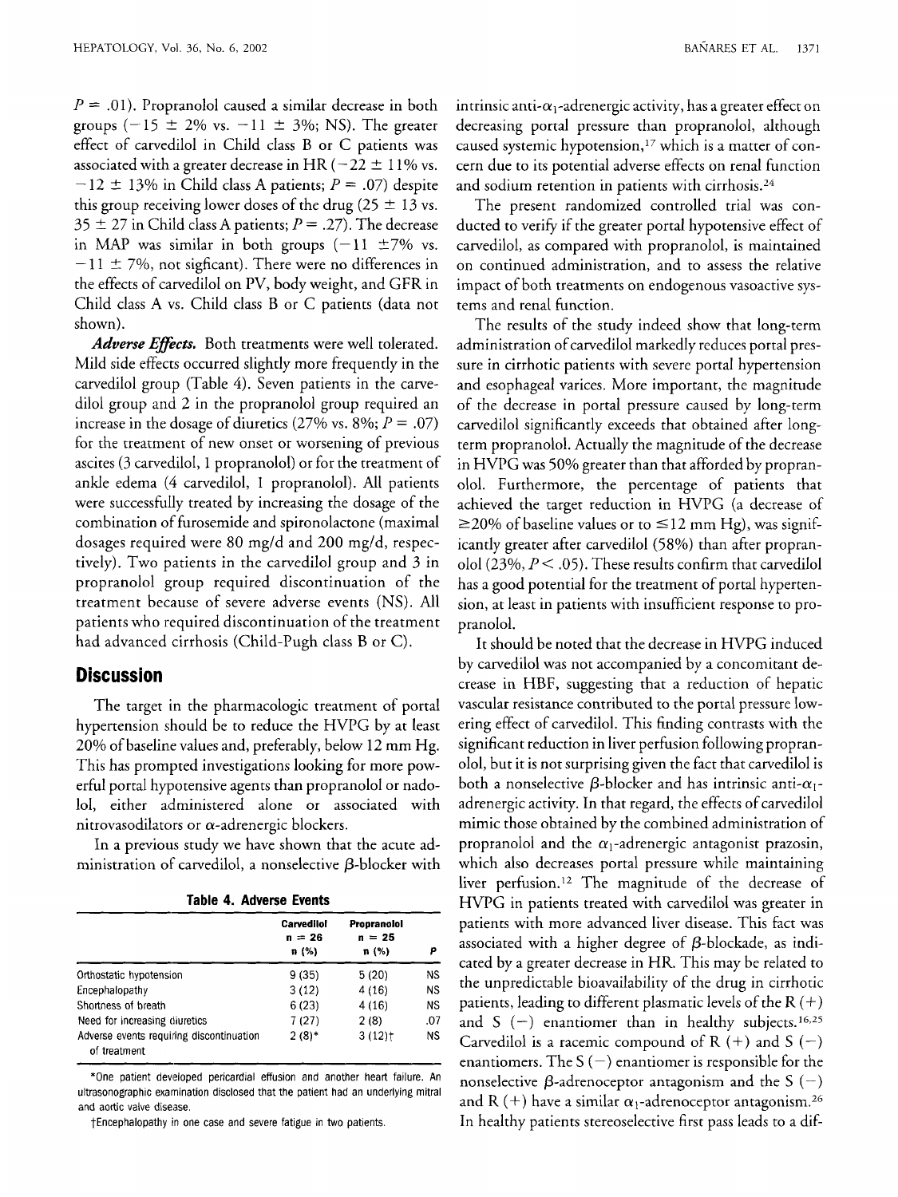$P = .01$). Propranolol caused a similar decrease in both groups ($-15 \pm 2\%$ vs. $-11 \pm 3\%$; NS). The greater effect of carvedilol in Child class B or C patients was associated with a greater decrease in HR ($-22 \pm 11\%$ vs. $-12 \pm 13\%$ in Child class A patients; $P = .07$) despite this group receiving lower doses of the drug ($25 \pm 13$ vs. $35 \pm 27$ in Child class A patients; $P = .27$). The decrease in MAP was similar in both groups ($-11 \pm 7\%$ vs. $-11 \pm 7\%$, not sigficant). There were no differences in the effects of carvedilol on PV, body weight, and GFR in Child class A vs. Child class B or C patients (data not shown).

***Adverse Effects.*** Both treatments were well tolerated. Mild side effects occurred slightly more frequently in the carvedilol group (Table 4). Seven patients in the carvedilol group and 2 in the propranolol group required an increase in the dosage of diuretics (27% vs. 8%; $P = .07$) for the treatment of new onset or worsening of previous ascites (3 carvedilol, 1 propranolol) or for the treatment of ankle edema (4 carvedilol, 1 propranolol). All patients were successfully treated by increasing the dosage of the combination of furosemide and spironolactone (maximal dosages required were 80 mg/d and 200 mg/d, respectively). Two patients in the carvedilol group and 3 in propranolol group required discontinuation of the treatment because of severe adverse events (NS). All patients who required discontinuation of the treatment had advanced cirrhosis (Child-Pugh class B or C).

## Discussion

The target in the pharmacologic treatment of portal hypertension should be to reduce the HVPG by at least 20% of baseline values and, preferably, below 12 mm Hg. This has prompted investigations looking for more powerful portal hypotensive agents than propranolol or nadolol, either administered alone or associated with nitrovasodilators or $\alpha$-adrenergic blockers.

In a previous study we have shown that the acute administration of carvedilol, a nonselective $\beta$-blocker with intrinsic anti-$\alpha_1$-adrenergic activity, has a greater effect on decreasing portal pressure than propranolol, although caused systemic hypotension,[17] which is a matter of concern due to its potential adverse effects on renal function and sodium retention in patients with cirrhosis.[24]

**Table 4. Adverse Events**

| | Carvedilol n = 26 n (%) | Propranolol n = 25 n (%) | P |
|---|---|---|---|
| Orthostatic hypotension | 9 (35) | 5 (20) | NS |
| Encephalopathy | 3 (12) | 4 (16) | NS |
| Shortness of breath | 6 (23) | 4 (16) | NS |
| Need for increasing diuretics | 7 (27) | 2 (8) | .07 |
| Adverse events requiring discontinuation of treatment | 2 (8)* | 3 (12)† | NS |

*One patient developed pericardial effusion and another heart failure. An ultrasonographic examination disclosed that the patient had an underlying mitral and aortic valve disease.

†Encephalopathy in one case and severe fatigue in two patients.

The present randomized controlled trial was conducted to verify if the greater portal hypotensive effect of carvedilol, as compared with propranolol, is maintained on continued administration, and to assess the relative impact of both treatments on endogenous vasoactive systems and renal function.

The results of the study indeed show that long-term administration of carvedilol markedly reduces portal pressure in cirrhotic patients with severe portal hypertension and esophageal varices. More important, the magnitude of the decrease in portal pressure caused by long-term carvedilol significantly exceeds that obtained after long-term propranolol. Actually the magnitude of the decrease in HVPG was 50% greater than that afforded by propranolol. Furthermore, the percentage of patients that achieved the target reduction in HVPG (a decrease of $\geq$20% of baseline values or to $\leq$12 mm Hg), was significantly greater after carvedilol (58%) than after propranolol (23%, $P < .05$). These results confirm that carvedilol has a good potential for the treatment of portal hypertension, at least in patients with insufficient response to propranolol.

It should be noted that the decrease in HVPG induced by carvedilol was not accompanied by a concomitant decrease in HBF, suggesting that a reduction of hepatic vascular resistance contributed to the portal pressure lowering effect of carvedilol. This finding contrasts with the significant reduction in liver perfusion following propranolol, but it is not surprising given the fact that carvedilol is both a nonselective $\beta$-blocker and has intrinsic anti-$\alpha_1$-adrenergic activity. In that regard, the effects of carvedilol mimic those obtained by the combined administration of propranolol and the $\alpha_1$-adrenergic antagonist prazosin, which also decreases portal pressure while maintaining liver perfusion.[12] The magnitude of the decrease of HVPG in patients treated with carvedilol was greater in patients with more advanced liver disease. This fact was associated with a higher degree of $\beta$-blockade, as indicated by a greater decrease in HR. This may be related to the unpredictable bioavailability of the drug in cirrhotic patients, leading to different plasmatic levels of the R (+) and S (−) enantiomer than in healthy subjects.[16,25] Carvedilol is a racemic compound of R (+) and S (−) enantiomers. The S (−) enantiomer is responsible for the nonselective $\beta$-adrenoceptor antagonism and the S (−) and R (+) have a similar $\alpha_1$-adrenoceptor antagonism.[26] In healthy patients stereoselective first pass leads to a dif-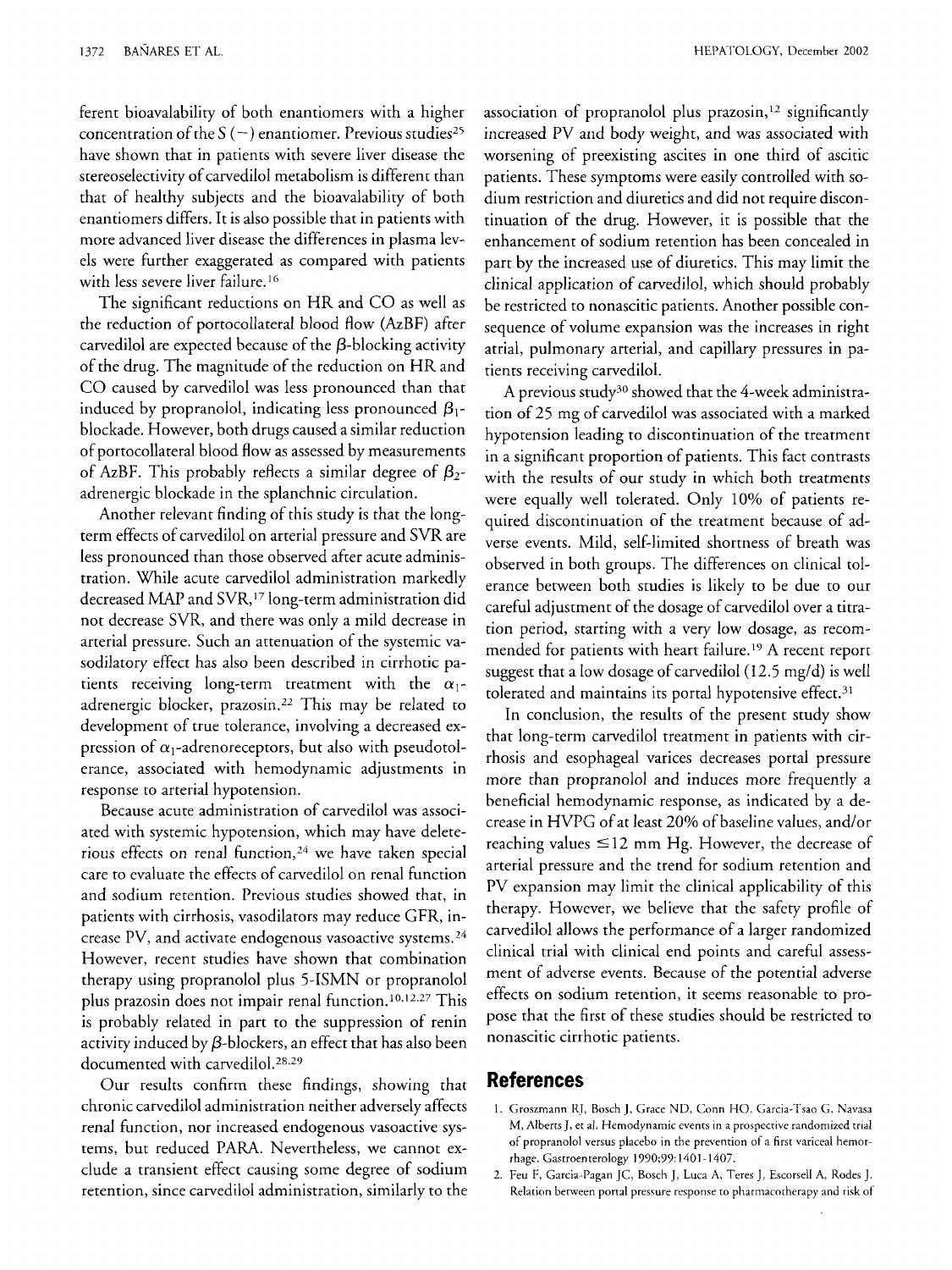ferent bioavalability of both enantiomers with a higher concentration of the S (−) enantiomer. Previous studies[25] have shown that in patients with severe liver disease the stereoselectivity of carvedilol metabolism is different than that of healthy subjects and the bioavalability of both enantiomers differs. It is also possible that in patients with more advanced liver disease the differences in plasma levels were further exaggerated as compared with patients with less severe liver failure.[16]

The significant reductions on HR and CO as well as the reduction of portocollateral blood flow (AzBF) after carvedilol are expected because of the $\beta$-blocking activity of the drug. The magnitude of the reduction on HR and CO caused by carvedilol was less pronounced than that induced by propranolol, indicating less pronounced $\beta_1$-blockade. However, both drugs caused a similar reduction of portocollateral blood flow as assessed by measurements of AzBF. This probably reflects a similar degree of $\beta_2$-adrenergic blockade in the splanchnic circulation.

Another relevant finding of this study is that the long-term effects of carvedilol on arterial pressure and SVR are less pronounced than those observed after acute administration. While acute carvedilol administration markedly decreased MAP and SVR,[17] long-term administration did not decrease SVR, and there was only a mild decrease in arterial pressure. Such an attenuation of the systemic vasodilatory effect has also been described in cirrhotic patients receiving long-term treatment with the $\alpha_1$-adrenergic blocker, prazosin.[22] This may be related to development of true tolerance, involving a decreased expression of $\alpha_1$-adrenoreceptors, but also with pseudotolerance, associated with hemodynamic adjustments in response to arterial hypotension.

Because acute administration of carvedilol was associated with systemic hypotension, which may have deleterious effects on renal function,[24] we have taken special care to evaluate the effects of carvedilol on renal function and sodium retention. Previous studies showed that, in patients with cirrhosis, vasodilators may reduce GFR, increase PV, and activate endogenous vasoactive systems.[24] However, recent studies have shown that combination therapy using propranolol plus 5-ISMN or propranolol plus prazosin does not impair renal function.[10,12,27] This is probably related in part to the suppression of renin activity induced by $\beta$-blockers, an effect that has also been documented with carvedilol.[28,29]

Our results confirm these findings, showing that chronic carvedilol administration neither adversely affects renal function, nor increased endogenous vasoactive systems, but reduced PARA. Nevertheless, we cannot exclude a transient effect causing some degree of sodium retention, since carvedilol administration, similarly to the association of propranolol plus prazosin,[12] significantly increased PV and body weight, and was associated with worsening of preexisting ascites in one third of ascitic patients. These symptoms were easily controlled with sodium restriction and diuretics and did not require discontinuation of the drug. However, it is possible that the enhancement of sodium retention has been concealed in part by the increased use of diuretics. This may limit the clinical application of carvedilol, which should probably be restricted to nonascitic patients. Another possible consequence of volume expansion was the increases in right atrial, pulmonary arterial, and capillary pressures in patients receiving carvedilol.

A previous study[30] showed that the 4-week administration of 25 mg of carvedilol was associated with a marked hypotension leading to discontinuation of the treatment in a significant proportion of patients. This fact contrasts with the results of our study in which both treatments were equally well tolerated. Only 10% of patients required discontinuation of the treatment because of adverse events. Mild, self-limited shortness of breath was observed in both groups. The differences on clinical tolerance between both studies is likely to be due to our careful adjustment of the dosage of carvedilol over a titration period, starting with a very low dosage, as recommended for patients with heart failure.[19] A recent report suggest that a low dosage of carvedilol (12.5 mg/d) is well tolerated and maintains its portal hypotensive effect.[31]

In conclusion, the results of the present study show that long-term carvedilol treatment in patients with cirrhosis and esophageal varices decreases portal pressure more than propranolol and induces more frequently a beneficial hemodynamic response, as indicated by a decrease in HVPG of at least 20% of baseline values, and/or reaching values $\leq$12 mm Hg. However, the decrease of arterial pressure and the trend for sodium retention and PV expansion may limit the clinical applicability of this therapy. However, we believe that the safety profile of carvedilol allows the performance of a larger randomized clinical trial with clinical end points and careful assessment of adverse events. Because of the potential adverse effects on sodium retention, it seems reasonable to propose that the first of these studies should be restricted to nonascitic cirrhotic patients.

## References

1. Groszmann RJ, Bosch J, Grace ND, Conn HO, Garcia-Tsao G, Navasa M, Alberts J, et al. Hemodynamic events in a prospective randomized trial of propranolol versus placebo in the prevention of a first variceal hemorrhage. Gastroenterology 1990;99:1401-1407.
2. Feu F, Garcia-Pagan JC, Bosch J, Luca A, Teres J, Escorsell A, Rodes J. Relation between portal pressure response to pharmacotherapy and risk of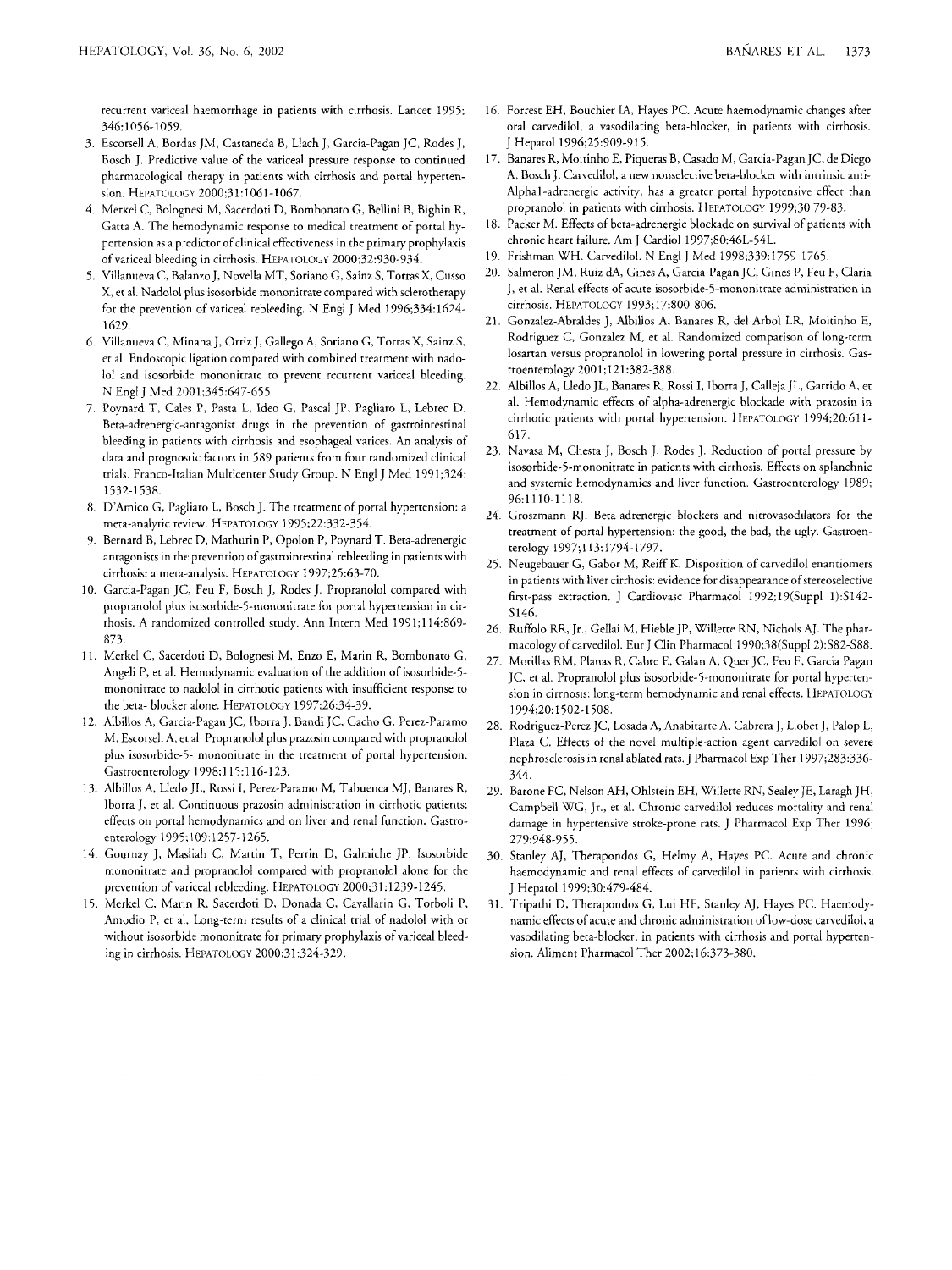recurrent variceal haemorrhage in patients with cirrhosis. Lancet 1995; 346:1056-1059.

3. Escorsell A, Bordas JM, Castaneda B, Llach J, Garcia-Pagan JC, Rodes J, Bosch J. Predictive value of the variceal pressure response to continued pharmacological therapy in patients with cirrhosis and portal hypertension. HEPATOLOGY 2000;31:1061-1067.
4. Merkel C, Bolognesi M, Sacerdoti D, Bombonato G, Bellini B, Bighin R, Gatta A. The hemodynamic response to medical treatment of portal hypertension as a predictor of clinical effectiveness in the primary prophylaxis of variceal bleeding in cirrhosis. HEPATOLOGY 2000;32:930-934.
5. Villanueva C, Balanzo J, Novella MT, Soriano G, Sainz S, Torras X, Cusso X, et al. Nadolol plus isosorbide mononitrate compared with sclerotherapy for the prevention of variceal rebleeding. N Engl J Med 1996;334:1624-1629.
6. Villanueva C, Minana J, Ortiz J, Gallego A, Soriano G, Torras X, Sainz S, et al. Endoscopic ligation compared with combined treatment with nadolol and isosorbide mononitrate to prevent recurrent variceal bleeding. N Engl J Med 2001;345:647-655.
7. Poynard T, Cales P, Pasta L, Ideo G, Pascal JP, Pagliaro L, Lebrec D. Beta-adrenergic-antagonist drugs in the prevention of gastrointestinal bleeding in patients with cirrhosis and esophageal varices. An analysis of data and prognostic factors in 589 patients from four randomized clinical trials. Franco-Italian Multicenter Study Group. N Engl J Med 1991;324:1532-1538.
8. D'Amico G, Pagliaro L, Bosch J. The treatment of portal hypertension: a meta-analytic review. HEPATOLOGY 1995;22:332-354.
9. Bernard B, Lebrec D, Mathurin P, Opolon P, Poynard T. Beta-adrenergic antagonists in the prevention of gastrointestinal rebleeding in patients with cirrhosis: a meta-analysis. HEPATOLOGY 1997;25:63-70.
10. Garcia-Pagan JC, Feu F, Bosch J, Rodes J. Propranolol compared with propranolol plus isosorbide-5-mononitrate for portal hypertension in cirrhosis. A randomized controlled study. Ann Intern Med 1991;114:869-873.
11. Merkel C, Sacerdoti D, Bolognesi M, Enzo E, Marin R, Bombonato G, Angeli P, et al. Hemodynamic evaluation of the addition of isosorbide-5-mononitrate to nadolol in cirrhotic patients with insufficient response to the beta- blocker alone. HEPATOLOGY 1997;26:34-39.
12. Albillos A, Garcia-Pagan JC, Iborra J, Bandi JC, Cacho G, Perez-Paramo M, Escorsell A, et al. Propranolol plus prazosin compared with propranolol plus isosorbide-5- mononitrate in the treatment of portal hypertension. Gastroenterology 1998;115:116-123.
13. Albillos A, Lledo JL, Rossi I, Perez-Paramo M, Tabuenca MJ, Banares R, Iborra J, et al. Continuous prazosin administration in cirrhotic patients: effects on portal hemodynamics and on liver and renal function. Gastroenterology 1995;109:1257-1265.
14. Gournay J, Masliah C, Martin T, Perrin D, Galmiche JP. Isosorbide mononitrate and propranolol compared with propranolol alone for the prevention of variceal rebleeding. HEPATOLOGY 2000;31:1239-1245.
15. Merkel C, Marin R, Sacerdoti D, Donada C, Cavallarin G, Torboli P, Amodio P, et al. Long-term results of a clinical trial of nadolol with or without isosorbide mononitrate for primary prophylaxis of variceal bleeding in cirrhosis. HEPATOLOGY 2000;31:324-329.
16. Forrest EH, Bouchier IA, Hayes PC. Acute haemodynamic changes after oral carvedilol, a vasodilating beta-blocker, in patients with cirrhosis. J Hepatol 1996;25:909-915.
17. Banares R, Moitinho E, Piqueras B, Casado M, Garcia-Pagan JC, de Diego A, Bosch J. Carvedilol, a new nonselective beta-blocker with intrinsic anti-Alpha1-adrenergic activity, has a greater portal hypotensive effect than propranolol in patients with cirrhosis. HEPATOLOGY 1999;30:79-83.
18. Packer M. Effects of beta-adrenergic blockade on survival of patients with chronic heart failure. Am J Cardiol 1997;80:46L-54L.
19. Frishman WH. Carvedilol. N Engl J Med 1998;339:1759-1765.
20. Salmeron JM, Ruiz dA, Gines A, Garcia-Pagan JC, Gines P, Feu F, Claria J, et al. Renal effects of acute isosorbide-5-mononitrate administration in cirrhosis. HEPATOLOGY 1993;17:800-806.
21. Gonzalez-Abraldes J, Albillos A, Banares R, del Arbol LR, Moitinho E, Rodriguez C, Gonzalez M, et al. Randomized comparison of long-term losartan versus propranolol in lowering portal pressure in cirrhosis. Gastroenterology 2001;121:382-388.
22. Albillos A, Lledo JL, Banares R, Rossi I, Iborra J, Calleja JL, Garrido A, et al. Hemodynamic effects of alpha-adrenergic blockade with prazosin in cirrhotic patients with portal hypertension. HEPATOLOGY 1994;20:611-617.
23. Navasa M, Chesta J, Bosch J, Rodes J. Reduction of portal pressure by isosorbide-5-mononitrate in patients with cirrhosis. Effects on splanchnic and systemic hemodynamics and liver function. Gastroenterology 1989; 96:1110-1118.
24. Groszmann RJ. Beta-adrenergic blockers and nitrovasodilators for the treatment of portal hypertension: the good, the bad, the ugly. Gastroenterology 1997;113:1794-1797.
25. Neugebauer G, Gabor M, Reiff K. Disposition of carvedilol enantiomers in patients with liver cirrhosis: evidence for disappearance of stereoselective first-pass extraction. J Cardiovasc Pharmacol 1992;19(Suppl 1):S142-S146.
26. Ruffolo RR, Jr., Gellai M, Hieble JP, Willette RN, Nichols AJ. The pharmacology of carvedilol. Eur J Clin Pharmacol 1990;38(Suppl 2):S82-S88.
27. Morillas RM, Planas R, Cabre E, Galan A, Quer JC, Feu F, Garcia Pagan JC, et al. Propranolol plus isosorbide-5-mononitrate for portal hypertension in cirrhosis: long-term hemodynamic and renal effects. HEPATOLOGY 1994;20:1502-1508.
28. Rodriguez-Perez JC, Losada A, Anabitarte A, Cabrera J, Llobet J, Palop L, Plaza C. Effects of the novel multiple-action agent carvedilol on severe nephrosclerosis in renal ablated rats. J Pharmacol Exp Ther 1997;283:336-344.
29. Barone FC, Nelson AH, Ohlstein EH, Willette RN, Sealey JE, Laragh JH, Campbell WG, Jr., et al. Chronic carvedilol reduces mortality and renal damage in hypertensive stroke-prone rats. J Pharmacol Exp Ther 1996; 279:948-955.
30. Stanley AJ, Therapondos G, Helmy A, Hayes PC. Acute and chronic haemodynamic and renal effects of carvedilol in patients with cirrhosis. J Hepatol 1999;30:479-484.
31. Tripathi D, Therapondos G, Lui HF, Stanley AJ, Hayes PC. Haemodynamic effects of acute and chronic administration of low-dose carvedilol, a vasodilating beta-blocker, in patients with cirrhosis and portal hypertension. Aliment Pharmacol Ther 2002;16:373-380.